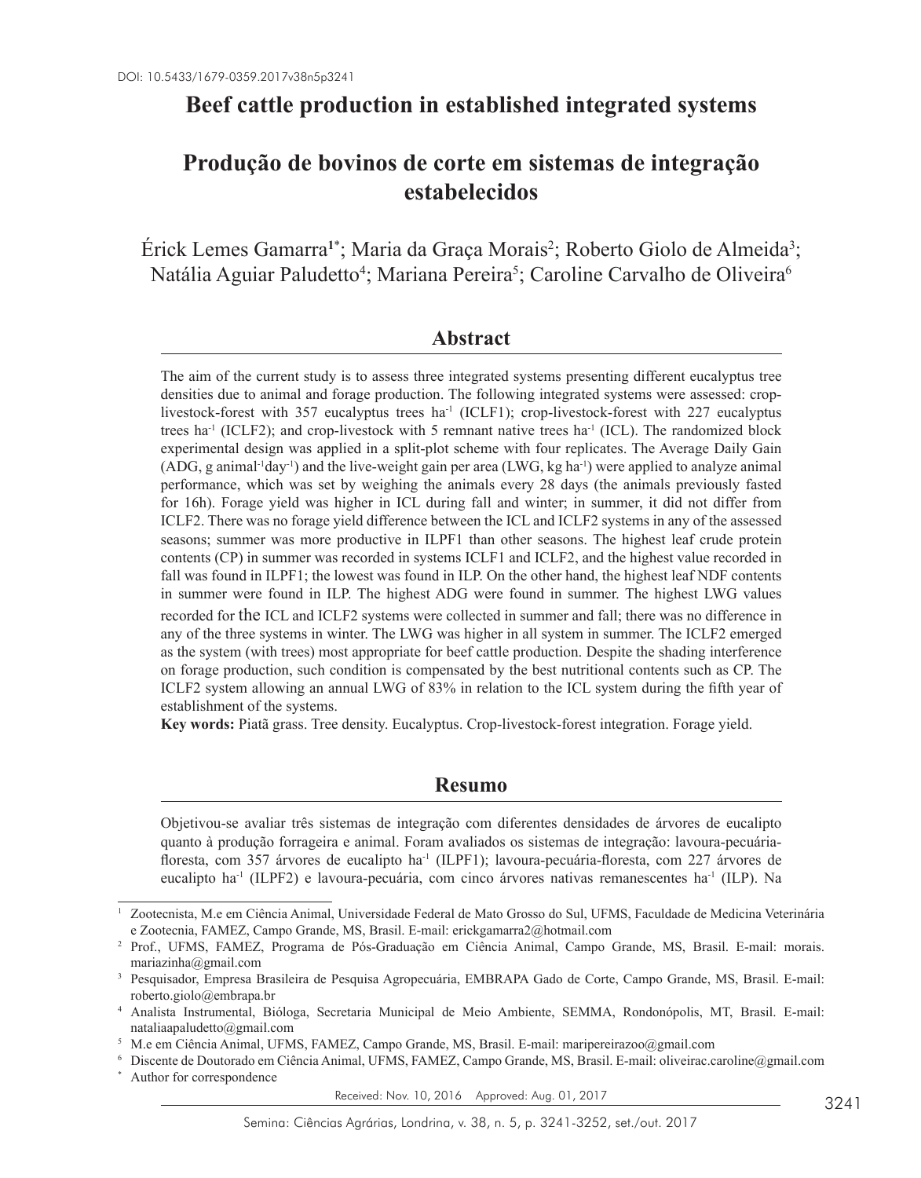DOI: 10.5433/1679-0359.2017v38n5p3241

# Beef cattle production in established integrated systems

# Produção de bovinos de corte em sistemas de integração estabelecidos

Érick Lemes Gamarra[1*]; Maria da Graça Morais[2]; Roberto Giolo de Almeida[3]; Natália Aguiar Paludetto[4]; Mariana Pereira[5]; Caroline Carvalho de Oliveira[6]

## Abstract

The aim of the current study is to assess three integrated systems presenting different eucalyptus tree densities due to animal and forage production. The following integrated systems were assessed: crop-livestock-forest with 357 eucalyptus trees $ha^{-1}$ (ICLF1); crop-livestock-forest with 227 eucalyptus trees $ha^{-1}$ (ICLF2); and crop-livestock with 5 remnant native trees $ha^{-1}$ (ICL). The randomized block experimental design was applied in a split-plot scheme with four replicates. The Average Daily Gain (ADG, g $animal^{-1}day^{-1}$) and the live-weight gain per area (LWG, kg $ha^{-1}$) were applied to analyze animal performance, which was set by weighing the animals every 28 days (the animals previously fasted for 16h). Forage yield was higher in ICL during fall and winter; in summer, it did not differ from ICLF2. There was no forage yield difference between the ICL and ICLF2 systems in any of the assessed seasons; summer was more productive in ILPF1 than other seasons. The highest leaf crude protein contents (CP) in summer was recorded in systems ICLF1 and ICLF2, and the highest value recorded in fall was found in ILPF1; the lowest was found in ILP. On the other hand, the highest leaf NDF contents in summer were found in ILP. The highest ADG were found in summer. The highest LWG values recorded for the ICL and ICLF2 systems were collected in summer and fall; there was no difference in any of the three systems in winter. The LWG was higher in all system in summer. The ICLF2 emerged as the system (with trees) most appropriate for beef cattle production. Despite the shading interference on forage production, such condition is compensated by the best nutritional contents such as CP. The ICLF2 system allowing an annual LWG of 83% in relation to the ICL system during the fifth year of establishment of the systems.

**Key words:** Piatã grass. Tree density. Eucalyptus. Crop-livestock-forest integration. Forage yield.

## Resumo

Objetivou-se avaliar três sistemas de integração com diferentes densidades de árvores de eucalipto quanto à produção forrageira e animal. Foram avaliados os sistemas de integração: lavoura-pecuária-floresta, com 357 árvores de eucalipto $ha^{-1}$ (ILPF1); lavoura-pecuária-floresta, com 227 árvores de eucalipto $ha^{-1}$ (ILPF2) e lavoura-pecuária, com cinco árvores nativas remanescentes $ha^{-1}$ (ILP). Na

---

[1] Zootecnista, M.e em Ciência Animal, Universidade Federal de Mato Grosso do Sul, UFMS, Faculdade de Medicina Veterinária e Zootecnia, FAMEZ, Campo Grande, MS, Brasil. E-mail: erickgamarra2@hotmail.com

[2] Prof., UFMS, FAMEZ, Programa de Pós-Graduação em Ciência Animal, Campo Grande, MS, Brasil. E-mail: morais.mariazinha@gmail.com

[3] Pesquisador, Empresa Brasileira de Pesquisa Agropecuária, EMBRAPA Gado de Corte, Campo Grande, MS, Brasil. E-mail: roberto.giolo@embrapa.br

[4] Analista Instrumental, Bióloga, Secretaria Municipal de Meio Ambiente, SEMMA, Rondonópolis, MT, Brasil. E-mail: nataliaapaludetto@gmail.com

[5] M.e em Ciência Animal, UFMS, FAMEZ, Campo Grande, MS, Brasil. E-mail: maripereirazoo@gmail.com

[6] Discente de Doutorado em Ciência Animal, UFMS, FAMEZ, Campo Grande, MS, Brasil. E-mail: oliveirac.caroline@gmail.com

[*] Author for correspondence

Received: Nov. 10, 2016 Approved: Aug. 01, 2017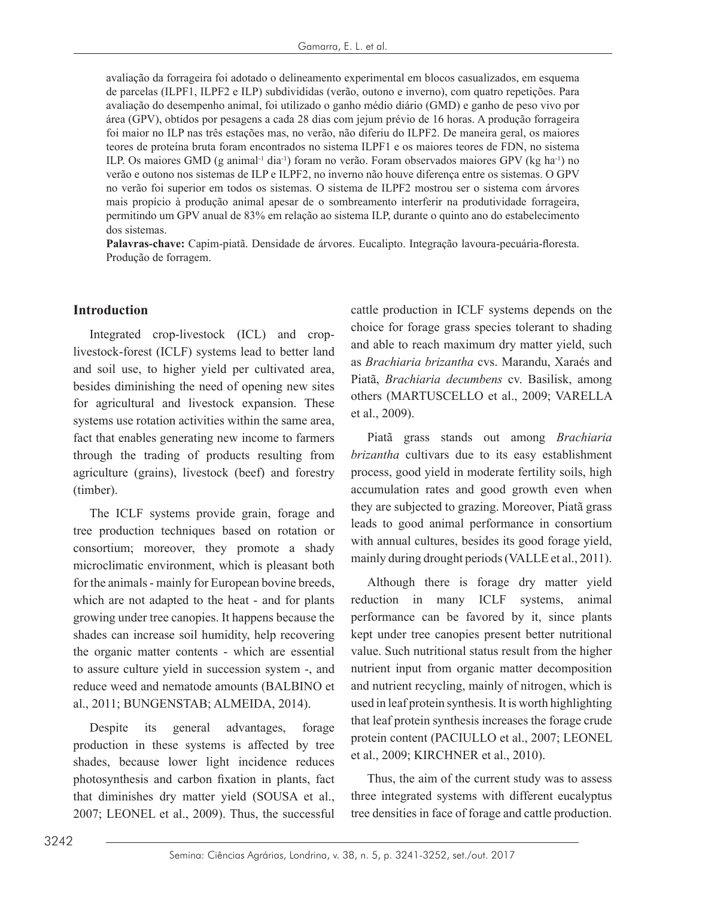avaliação da forrageira foi adotado o delineamento experimental em blocos casualizados, em esquema de parcelas (ILPF1, ILPF2 e ILP) subdivididas (verão, outono e inverno), com quatro repetições. Para avaliação do desempenho animal, foi utilizado o ganho médio diário (GMD) e ganho de peso vivo por área (GPV), obtidos por pesagens a cada 28 dias com jejum prévio de 16 horas. A produção forrageira foi maior no ILP nas três estações mas, no verão, não diferiu do ILPF2. De maneira geral, os maiores teores de proteína bruta foram encontrados no sistema ILPF1 e os maiores teores de FDN, no sistema ILP. Os maiores GMD (g animal$^{-1}$ dia$^{-1}$) foram no verão. Foram observados maiores GPV (kg ha$^{-1}$) no verão e outono nos sistemas de ILP e ILPF2, no inverno não houve diferença entre os sistemas. O GPV no verão foi superior em todos os sistemas. O sistema de ILPF2 mostrou ser o sistema com árvores mais propício à produção animal apesar de o sombreamento interferir na produtividade forrageira, permitindo um GPV anual de 83% em relação ao sistema ILP, durante o quinto ano do estabelecimento dos sistemas.

**Palavras-chave:** Capim-piatã. Densidade de árvores. Eucalipto. Integração lavoura-pecuária-floresta. Produção de forragem.

## Introduction

Integrated crop-livestock (ICL) and crop-livestock-forest (ICLF) systems lead to better land and soil use, to higher yield per cultivated area, besides diminishing the need of opening new sites for agricultural and livestock expansion. These systems use rotation activities within the same area, fact that enables generating new income to farmers through the trading of products resulting from agriculture (grains), livestock (beef) and forestry (timber).

The ICLF systems provide grain, forage and tree production techniques based on rotation or consortium; moreover, they promote a shady microclimatic environment, which is pleasant both for the animals - mainly for European bovine breeds, which are not adapted to the heat - and for plants growing under tree canopies. It happens because the shades can increase soil humidity, help recovering the organic matter contents - which are essential to assure culture yield in succession system -, and reduce weed and nematode amounts (BALBINO et al., 2011; BUNGENSTAB; ALMEIDA, 2014).

Despite its general advantages, forage production in these systems is affected by tree shades, because lower light incidence reduces photosynthesis and carbon fixation in plants, fact that diminishes dry matter yield (SOUSA et al., 2007; LEONEL et al., 2009). Thus, the successful cattle production in ICLF systems depends on the choice for forage grass species tolerant to shading and able to reach maximum dry matter yield, such as *Brachiaria brizantha* cvs. Marandu, Xaraés and Piatã, *Brachiaria decumbens* cv. Basilisk, among others (MARTUSCELLO et al., 2009; VARELLA et al., 2009).

Piatã grass stands out among *Brachiaria brizantha* cultivars due to its easy establishment process, good yield in moderate fertility soils, high accumulation rates and good growth even when they are subjected to grazing. Moreover, Piatã grass leads to good animal performance in consortium with annual cultures, besides its good forage yield, mainly during drought periods (VALLE et al., 2011).

Although there is forage dry matter yield reduction in many ICLF systems, animal performance can be favored by it, since plants kept under tree canopies present better nutritional value. Such nutritional status result from the higher nutrient input from organic matter decomposition and nutrient recycling, mainly of nitrogen, which is used in leaf protein synthesis. It is worth highlighting that leaf protein synthesis increases the forage crude protein content (PACIULLO et al., 2007; LEONEL et al., 2009; KIRCHNER et al., 2010).

Thus, the aim of the current study was to assess three integrated systems with different eucalyptus tree densities in face of forage and cattle production.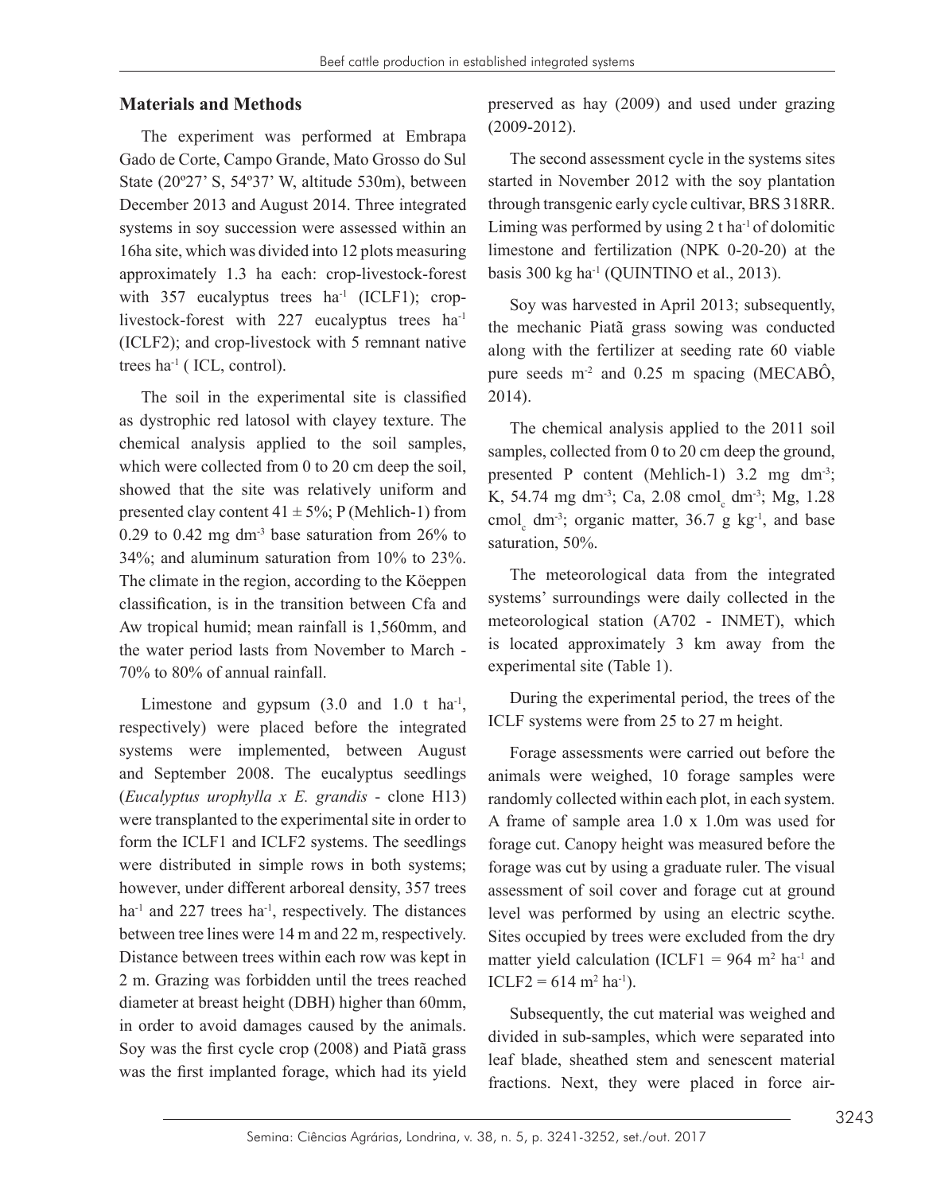## Materials and Methods

The experiment was performed at Embrapa Gado de Corte, Campo Grande, Mato Grosso do Sul State (20º27' S, 54º37' W, altitude 530m), between December 2013 and August 2014. Three integrated systems in soy succession were assessed within an 16ha site, which was divided into 12 plots measuring approximately 1.3 ha each: crop-livestock-forest with 357 eucalyptus trees ha$^{-1}$ (ICLF1); crop-livestock-forest with 227 eucalyptus trees ha$^{-1}$ (ICLF2); and crop-livestock with 5 remnant native trees ha$^{-1}$ ( ICL, control).

The soil in the experimental site is classified as dystrophic red latosol with clayey texture. The chemical analysis applied to the soil samples, which were collected from 0 to 20 cm deep the soil, showed that the site was relatively uniform and presented clay content 41 ± 5%; P (Mehlich-1) from 0.29 to 0.42 mg dm$^{-3}$ base saturation from 26% to 34%; and aluminum saturation from 10% to 23%. The climate in the region, according to the Köeppen classification, is in the transition between Cfa and Aw tropical humid; mean rainfall is 1,560mm, and the water period lasts from November to March - 70% to 80% of annual rainfall.

Limestone and gypsum (3.0 and 1.0 t ha$^{-1}$, respectively) were placed before the integrated systems were implemented, between August and September 2008. The eucalyptus seedlings (*Eucalyptus urophylla x E. grandis* - clone H13) were transplanted to the experimental site in order to form the ICLF1 and ICLF2 systems. The seedlings were distributed in simple rows in both systems; however, under different arboreal density, 357 trees ha$^{-1}$ and 227 trees ha$^{-1}$, respectively. The distances between tree lines were 14 m and 22 m, respectively. Distance between trees within each row was kept in 2 m. Grazing was forbidden until the trees reached diameter at breast height (DBH) higher than 60mm, in order to avoid damages caused by the animals. Soy was the first cycle crop (2008) and Piatã grass was the first implanted forage, which had its yield preserved as hay (2009) and used under grazing (2009-2012).

The second assessment cycle in the systems sites started in November 2012 with the soy plantation through transgenic early cycle cultivar, BRS 318RR. Liming was performed by using 2 t ha$^{-1}$ of dolomitic limestone and fertilization (NPK 0-20-20) at the basis 300 kg ha$^{-1}$ (QUINTINO et al., 2013).

Soy was harvested in April 2013; subsequently, the mechanic Piatã grass sowing was conducted along with the fertilizer at seeding rate 60 viable pure seeds m$^{-2}$ and 0.25 m spacing (MECABÔ, 2014).

The chemical analysis applied to the 2011 soil samples, collected from 0 to 20 cm deep the ground, presented P content (Mehlich-1) 3.2 mg dm$^{-3}$; K, 54.74 mg dm$^{-3}$; Ca, 2.08 cmol$_c$ dm$^{-3}$; Mg, 1.28 cmol$_c$ dm$^{-3}$; organic matter, 36.7 g kg$^{-1}$, and base saturation, 50%.

The meteorological data from the integrated systems' surroundings were daily collected in the meteorological station (A702 - INMET), which is located approximately 3 km away from the experimental site (Table 1).

During the experimental period, the trees of the ICLF systems were from 25 to 27 m height.

Forage assessments were carried out before the animals were weighed, 10 forage samples were randomly collected within each plot, in each system. A frame of sample area 1.0 x 1.0m was used for forage cut. Canopy height was measured before the forage was cut by using a graduate ruler. The visual assessment of soil cover and forage cut at ground level was performed by using an electric scythe. Sites occupied by trees were excluded from the dry matter yield calculation (ICLF1 = 964 m$^2$ ha$^{-1}$ and ICLF2 = 614 m$^2$ ha$^{-1}$).

Subsequently, the cut material was weighed and divided in sub-samples, which were separated into leaf blade, sheathed stem and senescent material fractions. Next, they were placed in force air-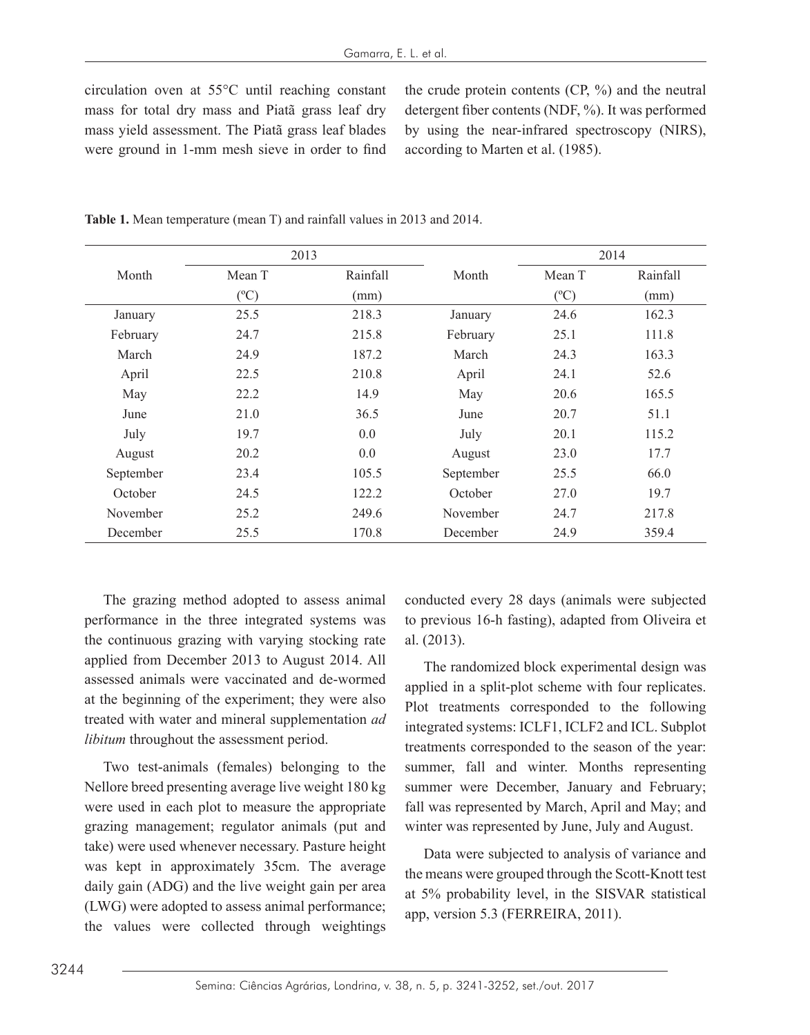circulation oven at 55°C until reaching constant mass for total dry mass and Piatã grass leaf dry mass yield assessment. The Piatã grass leaf blades were ground in 1-mm mesh sieve in order to find the crude protein contents (CP, %) and the neutral detergent fiber contents (NDF, %). It was performed by using the near-infrared spectroscopy (NIRS), according to Marten et al. (1985).

**Table 1.** Mean temperature (mean T) and rainfall values in 2013 and 2014.

| Month | 2013 | | Month | 2014 | |
|---|---|---|---|---|---|
| | Mean T (ºC) | Rainfall (mm) | | Mean T (ºC) | Rainfall (mm) |
| January | 25.5 | 218.3 | January | 24.6 | 162.3 |
| February | 24.7 | 215.8 | February | 25.1 | 111.8 |
| March | 24.9 | 187.2 | March | 24.3 | 163.3 |
| April | 22.5 | 210.8 | April | 24.1 | 52.6 |
| May | 22.2 | 14.9 | May | 20.6 | 165.5 |
| June | 21.0 | 36.5 | June | 20.7 | 51.1 |
| July | 19.7 | 0.0 | July | 20.1 | 115.2 |
| August | 20.2 | 0.0 | August | 23.0 | 17.7 |
| September | 23.4 | 105.5 | September | 25.5 | 66.0 |
| October | 24.5 | 122.2 | October | 27.0 | 19.7 |
| November | 25.2 | 249.6 | November | 24.7 | 217.8 |
| December | 25.5 | 170.8 | December | 24.9 | 359.4 |

The grazing method adopted to assess animal performance in the three integrated systems was the continuous grazing with varying stocking rate applied from December 2013 to August 2014. All assessed animals were vaccinated and de-wormed at the beginning of the experiment; they were also treated with water and mineral supplementation *ad libitum* throughout the assessment period.

Two test-animals (females) belonging to the Nellore breed presenting average live weight 180 kg were used in each plot to measure the appropriate grazing management; regulator animals (put and take) were used whenever necessary. Pasture height was kept in approximately 35cm. The average daily gain (ADG) and the live weight gain per area (LWG) were adopted to assess animal performance; the values were collected through weightings conducted every 28 days (animals were subjected to previous 16-h fasting), adapted from Oliveira et al. (2013).

The randomized block experimental design was applied in a split-plot scheme with four replicates. Plot treatments corresponded to the following integrated systems: ICLF1, ICLF2 and ICL. Subplot treatments corresponded to the season of the year: summer, fall and winter. Months representing summer were December, January and February; fall was represented by March, April and May; and winter was represented by June, July and August.

Data were subjected to analysis of variance and the means were grouped through the Scott-Knott test at 5% probability level, in the SISVAR statistical app, version 5.3 (FERREIRA, 2011).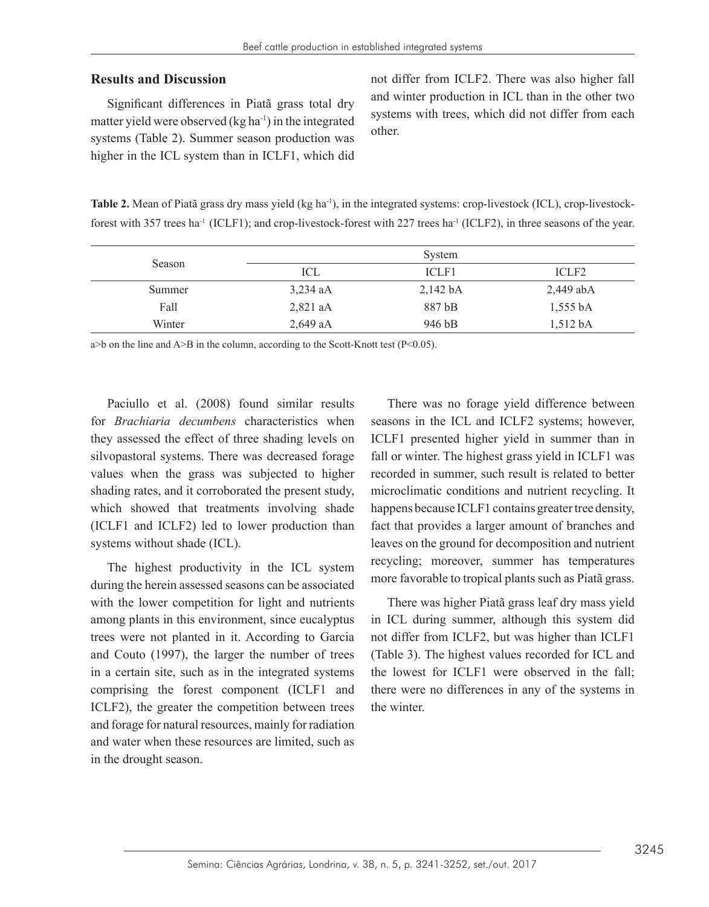## Results and Discussion

Significant differences in Piatã grass total dry matter yield were observed (kg ha$^{-1}$) in the integrated systems (Table 2). Summer season production was higher in the ICL system than in ICLF1, which did not differ from ICLF2. There was also higher fall and winter production in ICL than in the other two systems with trees, which did not differ from each other.

**Table 2.** Mean of Piatã grass dry mass yield (kg ha$^{-1}$), in the integrated systems: crop-livestock (ICL), crop-livestock-forest with 357 trees ha$^{-1}$ (ICLF1); and crop-livestock-forest with 227 trees ha$^{-1}$ (ICLF2), in three seasons of the year.

| Season | System | | |
|---|---|---|---|
| | ICL | ICLF1 | ICLF2 |
| Summer | 3,234 aA | 2,142 bA | 2,449 abA |
| Fall | 2,821 aA | 887 bB | 1,555 bA |
| Winter | 2,649 aA | 946 bB | 1,512 bA |

a>b on the line and A>B in the column, according to the Scott-Knott test (P<0.05).

Paciullo et al. (2008) found similar results for *Brachiaria decumbens* characteristics when they assessed the effect of three shading levels on silvopastoral systems. There was decreased forage values when the grass was subjected to higher shading rates, and it corroborated the present study, which showed that treatments involving shade (ICLF1 and ICLF2) led to lower production than systems without shade (ICL).

The highest productivity in the ICL system during the herein assessed seasons can be associated with the lower competition for light and nutrients among plants in this environment, since eucalyptus trees were not planted in it. According to Garcia and Couto (1997), the larger the number of trees in a certain site, such as in the integrated systems comprising the forest component (ICLF1 and ICLF2), the greater the competition between trees and forage for natural resources, mainly for radiation and water when these resources are limited, such as in the drought season.

There was no forage yield difference between seasons in the ICL and ICLF2 systems; however, ICLF1 presented higher yield in summer than in fall or winter. The highest grass yield in ICLF1 was recorded in summer, such result is related to better microclimatic conditions and nutrient recycling. It happens because ICLF1 contains greater tree density, fact that provides a larger amount of branches and leaves on the ground for decomposition and nutrient recycling; moreover, summer has temperatures more favorable to tropical plants such as Piatã grass.

There was higher Piatã grass leaf dry mass yield in ICL during summer, although this system did not differ from ICLF2, but was higher than ICLF1 (Table 3). The highest values recorded for ICL and the lowest for ICLF1 were observed in the fall; there were no differences in any of the systems in the winter.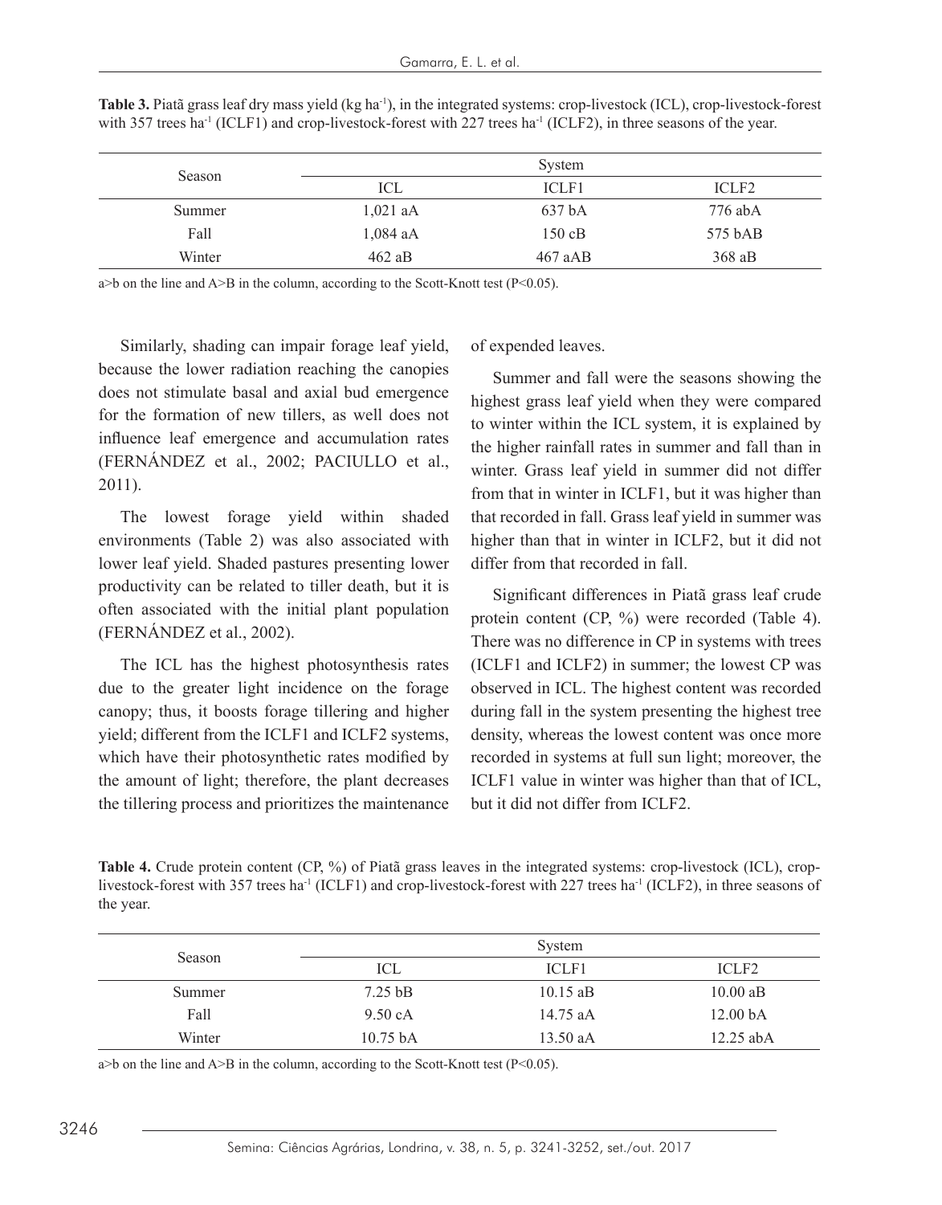**Table 3.** Piatã grass leaf dry mass yield (kg ha$^{-1}$), in the integrated systems: crop-livestock (ICL), crop-livestock-forest with 357 trees ha$^{-1}$ (ICLF1) and crop-livestock-forest with 227 trees ha$^{-1}$ (ICLF2), in three seasons of the year.

| Season | System | | |
|---|---|---|---|
| | ICL | ICLF1 | ICLF2 |
| Summer | 1,021 aA | 637 bA | 776 abA |
| Fall | 1,084 aA | 150 cB | 575 bAB |
| Winter | 462 aB | 467 aAB | 368 aB |

a>b on the line and A>B in the column, according to the Scott-Knott test (P<0.05).

Similarly, shading can impair forage leaf yield, because the lower radiation reaching the canopies does not stimulate basal and axial bud emergence for the formation of new tillers, as well does not influence leaf emergence and accumulation rates (FERNÁNDEZ et al., 2002; PACIULLO et al., 2011).

The lowest forage yield within shaded environments (Table 2) was also associated with lower leaf yield. Shaded pastures presenting lower productivity can be related to tiller death, but it is often associated with the initial plant population (FERNÁNDEZ et al., 2002).

The ICL has the highest photosynthesis rates due to the greater light incidence on the forage canopy; thus, it boosts forage tillering and higher yield; different from the ICLF1 and ICLF2 systems, which have their photosynthetic rates modified by the amount of light; therefore, the plant decreases the tillering process and prioritizes the maintenance of expended leaves.

Summer and fall were the seasons showing the highest grass leaf yield when they were compared to winter within the ICL system, it is explained by the higher rainfall rates in summer and fall than in winter. Grass leaf yield in summer did not differ from that in winter in ICLF1, but it was higher than that recorded in fall. Grass leaf yield in summer was higher than that in winter in ICLF2, but it did not differ from that recorded in fall.

Significant differences in Piatã grass leaf crude protein content (CP, %) were recorded (Table 4). There was no difference in CP in systems with trees (ICLF1 and ICLF2) in summer; the lowest CP was observed in ICL. The highest content was recorded during fall in the system presenting the highest tree density, whereas the lowest content was once more recorded in systems at full sun light; moreover, the ICLF1 value in winter was higher than that of ICL, but it did not differ from ICLF2.

**Table 4.** Crude protein content (CP, %) of Piatã grass leaves in the integrated systems: crop-livestock (ICL), crop-livestock-forest with 357 trees ha$^{-1}$ (ICLF1) and crop-livestock-forest with 227 trees ha$^{-1}$ (ICLF2), in three seasons of the year.

| Season | System | | |
|---|---|---|---|
| | ICL | ICLF1 | ICLF2 |
| Summer | 7.25 bB | 10.15 aB | 10.00 aB |
| Fall | 9.50 cA | 14.75 aA | 12.00 bA |
| Winter | 10.75 bA | 13.50 aA | 12.25 abA |

a>b on the line and A>B in the column, according to the Scott-Knott test (P<0.05).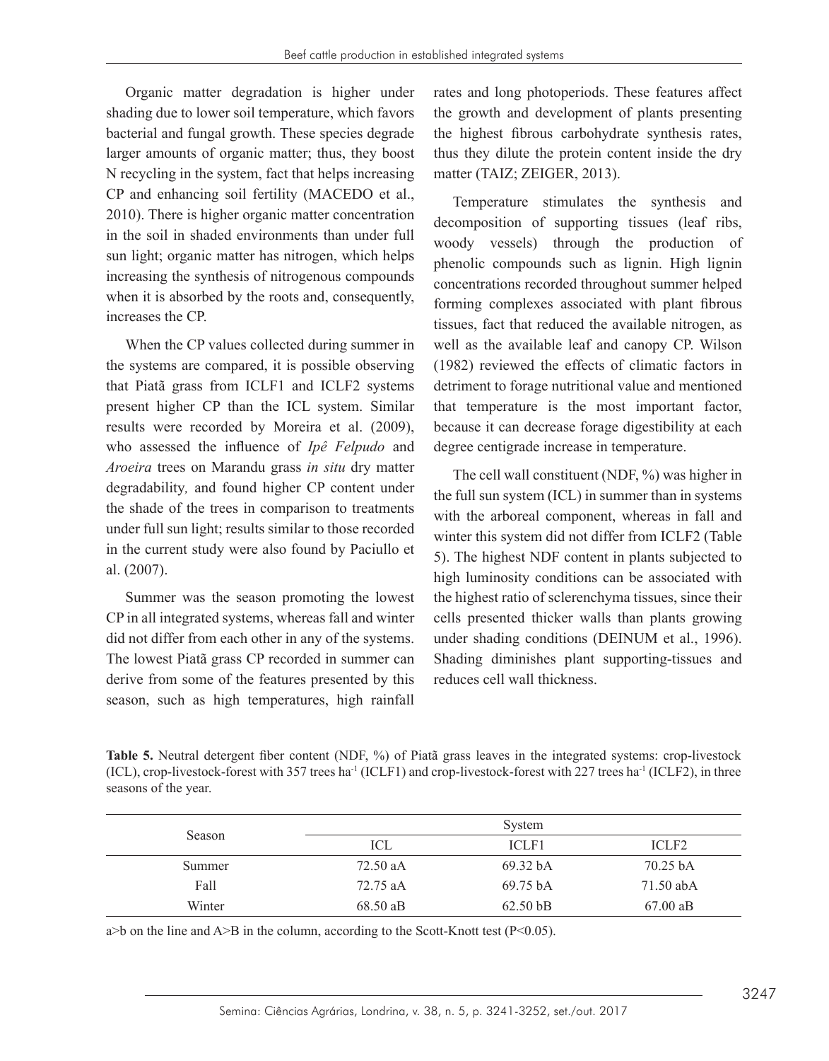Organic matter degradation is higher under shading due to lower soil temperature, which favors bacterial and fungal growth. These species degrade larger amounts of organic matter; thus, they boost N recycling in the system, fact that helps increasing CP and enhancing soil fertility (MACEDO et al., 2010). There is higher organic matter concentration in the soil in shaded environments than under full sun light; organic matter has nitrogen, which helps increasing the synthesis of nitrogenous compounds when it is absorbed by the roots and, consequently, increases the CP.

When the CP values collected during summer in the systems are compared, it is possible observing that Piatã grass from ICLF1 and ICLF2 systems present higher CP than the ICL system. Similar results were recorded by Moreira et al. (2009), who assessed the influence of *Ipê Felpudo* and *Aroeira* trees on Marandu grass *in situ* dry matter degradability*,* and found higher CP content under the shade of the trees in comparison to treatments under full sun light; results similar to those recorded in the current study were also found by Paciullo et al. (2007).

Summer was the season promoting the lowest CP in all integrated systems, whereas fall and winter did not differ from each other in any of the systems. The lowest Piatã grass CP recorded in summer can derive from some of the features presented by this season, such as high temperatures, high rainfall rates and long photoperiods. These features affect the growth and development of plants presenting the highest fibrous carbohydrate synthesis rates, thus they dilute the protein content inside the dry matter (TAIZ; ZEIGER, 2013).

Temperature stimulates the synthesis and decomposition of supporting tissues (leaf ribs, woody vessels) through the production of phenolic compounds such as lignin. High lignin concentrations recorded throughout summer helped forming complexes associated with plant fibrous tissues, fact that reduced the available nitrogen, as well as the available leaf and canopy CP. Wilson (1982) reviewed the effects of climatic factors in detriment to forage nutritional value and mentioned that temperature is the most important factor, because it can decrease forage digestibility at each degree centigrade increase in temperature.

The cell wall constituent (NDF, %) was higher in the full sun system (ICL) in summer than in systems with the arboreal component, whereas in fall and winter this system did not differ from ICLF2 (Table 5). The highest NDF content in plants subjected to high luminosity conditions can be associated with the highest ratio of sclerenchyma tissues, since their cells presented thicker walls than plants growing under shading conditions (DEINUM et al., 1996). Shading diminishes plant supporting-tissues and reduces cell wall thickness.

**Table 5.** Neutral detergent fiber content (NDF, %) of Piatã grass leaves in the integrated systems: crop-livestock (ICL), crop-livestock-forest with 357 trees ha$^{-1}$ (ICLF1) and crop-livestock-forest with 227 trees ha$^{-1}$ (ICLF2), in three seasons of the year.

| Season | System | | |
|---|---|---|---|
| | ICL | ICLF1 | ICLF2 |
| Summer | 72.50 aA | 69.32 bA | 70.25 bA |
| Fall | 72.75 aA | 69.75 bA | 71.50 abA |
| Winter | 68.50 aB | 62.50 bB | 67.00 aB |

a>b on the line and A>B in the column, according to the Scott-Knott test (P<0.05).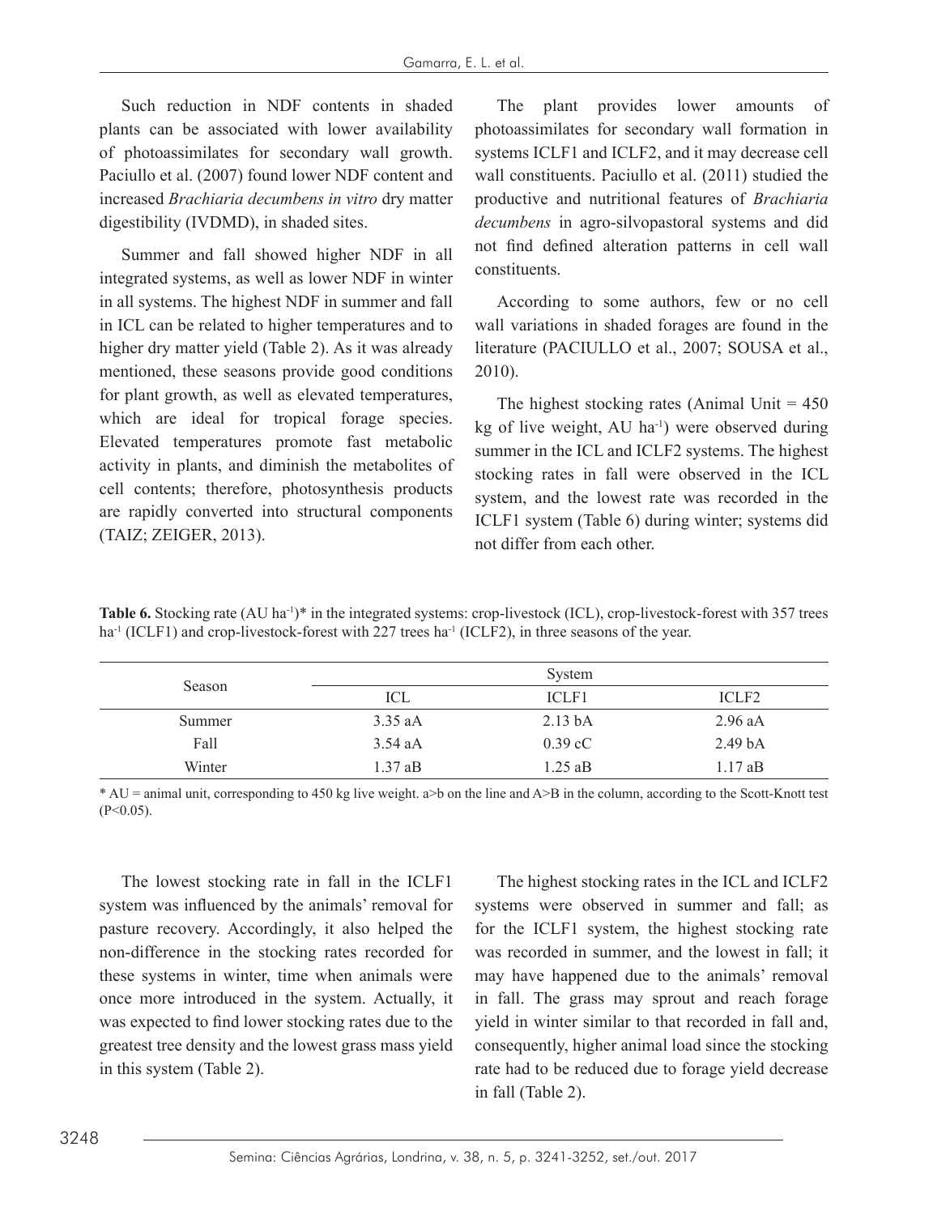Such reduction in NDF contents in shaded plants can be associated with lower availability of photoassimilates for secondary wall growth. Paciullo et al. (2007) found lower NDF content and increased *Brachiaria decumbens in vitro* dry matter digestibility (IVDMD), in shaded sites.

Summer and fall showed higher NDF in all integrated systems, as well as lower NDF in winter in all systems. The highest NDF in summer and fall in ICL can be related to higher temperatures and to higher dry matter yield (Table 2). As it was already mentioned, these seasons provide good conditions for plant growth, as well as elevated temperatures, which are ideal for tropical forage species. Elevated temperatures promote fast metabolic activity in plants, and diminish the metabolites of cell contents; therefore, photosynthesis products are rapidly converted into structural components (TAIZ; ZEIGER, 2013).

The plant provides lower amounts of photoassimilates for secondary wall formation in systems ICLF1 and ICLF2, and it may decrease cell wall constituents. Paciullo et al. (2011) studied the productive and nutritional features of *Brachiaria decumbens* in agro-silvopastoral systems and did not find defined alteration patterns in cell wall constituents.

According to some authors, few or no cell wall variations in shaded forages are found in the literature (PACIULLO et al., 2007; SOUSA et al., 2010).

The highest stocking rates (Animal Unit = 450 kg of live weight, AU ha$^{-1}$) were observed during summer in the ICL and ICLF2 systems. The highest stocking rates in fall were observed in the ICL system, and the lowest rate was recorded in the ICLF1 system (Table 6) during winter; systems did not differ from each other.

**Table 6.** Stocking rate (AU ha$^{-1}$)* in the integrated systems: crop-livestock (ICL), crop-livestock-forest with 357 trees ha$^{-1}$ (ICLF1) and crop-livestock-forest with 227 trees ha$^{-1}$ (ICLF2), in three seasons of the year.

| Season | System | | |
|---|---|---|---|
| | ICL | ICLF1 | ICLF2 |
| Summer | 3.35 aA | 2.13 bA | 2.96 aA |
| Fall | 3.54 aA | 0.39 cC | 2.49 bA |
| Winter | 1.37 aB | 1.25 aB | 1.17 aB |

\* AU = animal unit, corresponding to 450 kg live weight. a>b on the line and A>B in the column, according to the Scott-Knott test ($P<0.05$).

The lowest stocking rate in fall in the ICLF1 system was influenced by the animals' removal for pasture recovery. Accordingly, it also helped the non-difference in the stocking rates recorded for these systems in winter, time when animals were once more introduced in the system. Actually, it was expected to find lower stocking rates due to the greatest tree density and the lowest grass mass yield in this system (Table 2).

The highest stocking rates in the ICL and ICLF2 systems were observed in summer and fall; as for the ICLF1 system, the highest stocking rate was recorded in summer, and the lowest in fall; it may have happened due to the animals' removal in fall. The grass may sprout and reach forage yield in winter similar to that recorded in fall and, consequently, higher animal load since the stocking rate had to be reduced due to forage yield decrease in fall (Table 2).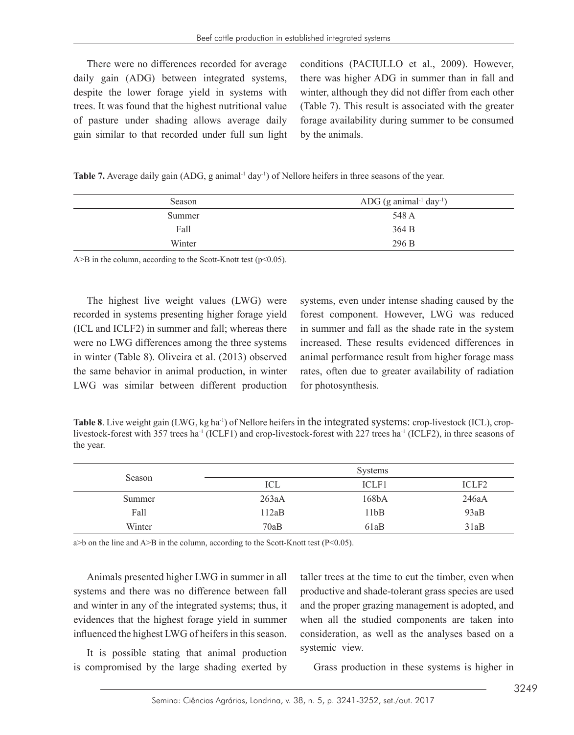There were no differences recorded for average daily gain (ADG) between integrated systems, despite the lower forage yield in systems with trees. It was found that the highest nutritional value of pasture under shading allows average daily gain similar to that recorded under full sun light conditions (PACIULLO et al., 2009). However, there was higher ADG in summer than in fall and winter, although they did not differ from each other (Table 7). This result is associated with the greater forage availability during summer to be consumed by the animals.

**Table 7.** Average daily gain (ADG, g animal$^{-1}$ day$^{-1}$) of Nellore heifers in three seasons of the year.

| Season | ADG (g animal$^{-1}$ day$^{-1}$) |
|---|---|
| Summer | 548 A |
| Fall | 364 B |
| Winter | 296 B |

A>B in the column, according to the Scott-Knott test ($p<0.05$).

The highest live weight values (LWG) were recorded in systems presenting higher forage yield (ICL and ICLF2) in summer and fall; whereas there were no LWG differences among the three systems in winter (Table 8). Oliveira et al. (2013) observed the same behavior in animal production, in winter LWG was similar between different production systems, even under intense shading caused by the forest component. However, LWG was reduced in summer and fall as the shade rate in the system increased. These results evidenced differences in animal performance result from higher forage mass rates, often due to greater availability of radiation for photosynthesis.

**Table 8**. Live weight gain (LWG, kg ha$^{-1}$) of Nellore heifers in the integrated systems: crop-livestock (ICL), crop-livestock-forest with 357 trees ha$^{-1}$ (ICLF1) and crop-livestock-forest with 227 trees ha$^{-1}$ (ICLF2), in three seasons of the year.

| Season | Systems | | |
|---|---|---|---|
| | ICL | ICLF1 | ICLF2 |
| Summer | 263aA | 168bA | 246aA |
| Fall | 112aB | 11bB | 93aB |
| Winter | 70aB | 61aB | 31aB |

a>b on the line and A>B in the column, according to the Scott-Knott test ($P<0.05$).

Animals presented higher LWG in summer in all systems and there was no difference between fall and winter in any of the integrated systems; thus, it evidences that the highest forage yield in summer influenced the highest LWG of heifers in this season.

It is possible stating that animal production is compromised by the large shading exerted by taller trees at the time to cut the timber, even when productive and shade-tolerant grass species are used and the proper grazing management is adopted, and when all the studied components are taken into consideration, as well as the analyses based on a systemic view.

Grass production in these systems is higher in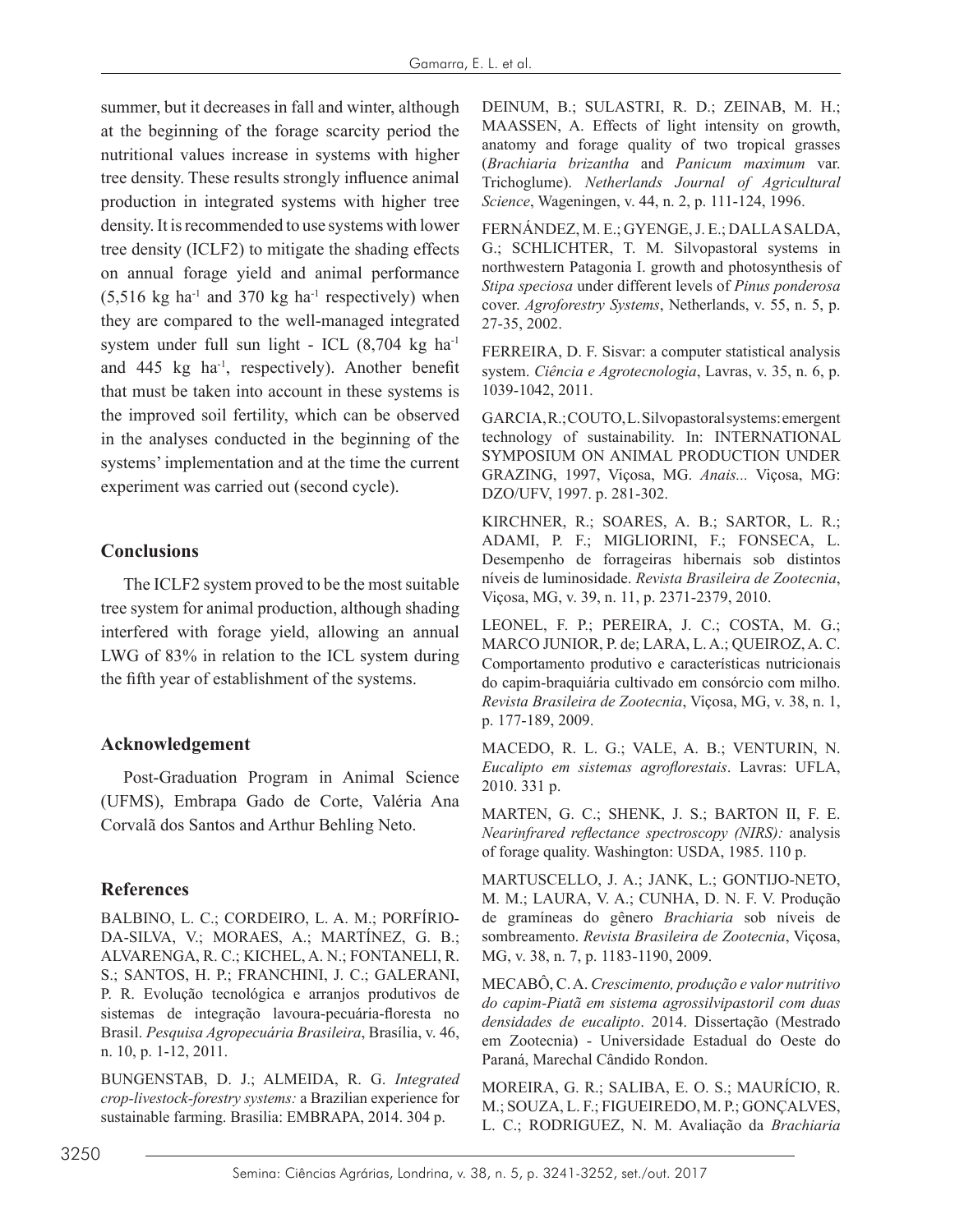summer, but it decreases in fall and winter, although at the beginning of the forage scarcity period the nutritional values increase in systems with higher tree density. These results strongly influence animal production in integrated systems with higher tree density. It is recommended to use systems with lower tree density (ICLF2) to mitigate the shading effects on annual forage yield and animal performance (5,516 kg $ha^{-1}$ and 370 kg $ha^{-1}$ respectively) when they are compared to the well-managed integrated system under full sun light - ICL (8,704 kg $ha^{-1}$ and 445 kg $ha^{-1}$, respectively). Another benefit that must be taken into account in these systems is the improved soil fertility, which can be observed in the analyses conducted in the beginning of the systems' implementation and at the time the current experiment was carried out (second cycle).

## Conclusions

The ICLF2 system proved to be the most suitable tree system for animal production, although shading interfered with forage yield, allowing an annual LWG of 83% in relation to the ICL system during the fifth year of establishment of the systems.

## Acknowledgement

Post-Graduation Program in Animal Science (UFMS), Embrapa Gado de Corte, Valéria Ana Corvalã dos Santos and Arthur Behling Neto.

## References

BALBINO, L. C.; CORDEIRO, L. A. M.; PORFÍRIO-DA-SILVA, V.; MORAES, A.; MARTÍNEZ, G. B.; ALVARENGA, R. C.; KICHEL, A. N.; FONTANELI, R. S.; SANTOS, H. P.; FRANCHINI, J. C.; GALERANI, P. R. Evolução tecnológica e arranjos produtivos de sistemas de integração lavoura-pecuária-floresta no Brasil. *Pesquisa Agropecuária Brasileira*, Brasília, v. 46, n. 10, p. 1-12, 2011.

BUNGENSTAB, D. J.; ALMEIDA, R. G. *Integrated crop-livestock-forestry systems:* a Brazilian experience for sustainable farming. Brasilia: EMBRAPA, 2014. 304 p.

DEINUM, B.; SULASTRI, R. D.; ZEINAB, M. H.; MAASSEN, A. Effects of light intensity on growth, anatomy and forage quality of two tropical grasses (*Brachiaria brizantha* and *Panicum maximum* var. Trichoglume). *Netherlands Journal of Agricultural Science*, Wageningen, v. 44, n. 2, p. 111-124, 1996.

FERNÁNDEZ, M. E.; GYENGE, J. E.; DALLA SALDA, G.; SCHLICHTER, T. M. Silvopastoral systems in northwestern Patagonia I. growth and photosynthesis of *Stipa speciosa* under different levels of *Pinus ponderosa* cover. *Agroforestry Systems*, Netherlands, v. 55, n. 5, p. 27-35, 2002.

FERREIRA, D. F. Sisvar: a computer statistical analysis system. *Ciência e Agrotecnologia*, Lavras, v. 35, n. 6, p. 1039-1042, 2011.

GARCIA, R.; COUTO, L. Silvopastoral systems: emergent technology of sustainability. In: INTERNATIONAL SYMPOSIUM ON ANIMAL PRODUCTION UNDER GRAZING, 1997, Viçosa, MG. *Anais...* Viçosa, MG: DZO/UFV, 1997. p. 281-302.

KIRCHNER, R.; SOARES, A. B.; SARTOR, L. R.; ADAMI, P. F.; MIGLIORINI, F.; FONSECA, L. Desempenho de forrageiras hibernais sob distintos níveis de luminosidade. *Revista Brasileira de Zootecnia*, Viçosa, MG, v. 39, n. 11, p. 2371-2379, 2010.

LEONEL, F. P.; PEREIRA, J. C.; COSTA, M. G.; MARCO JUNIOR, P. de; LARA, L. A.; QUEIROZ, A. C. Comportamento produtivo e características nutricionais do capim-braquiária cultivado em consórcio com milho. *Revista Brasileira de Zootecnia*, Viçosa, MG, v. 38, n. 1, p. 177-189, 2009.

MACEDO, R. L. G.; VALE, A. B.; VENTURIN, N. *Eucalipto em sistemas agroflorestais*. Lavras: UFLA, 2010. 331 p.

MARTEN, G. C.; SHENK, J. S.; BARTON II, F. E. *Nearinfrared reflectance spectroscopy (NIRS):* analysis of forage quality. Washington: USDA, 1985. 110 p.

MARTUSCELLO, J. A.; JANK, L.; GONTIJO-NETO, M. M.; LAURA, V. A.; CUNHA, D. N. F. V. Produção de gramíneas do gênero *Brachiaria* sob níveis de sombreamento. *Revista Brasileira de Zootecnia*, Viçosa, MG, v. 38, n. 7, p. 1183-1190, 2009.

MECABÔ, C. A. *Crescimento, produção e valor nutritivo do capim-Piatã em sistema agrossilvipastoril com duas densidades de eucalipto*. 2014. Dissertação (Mestrado em Zootecnia) - Universidade Estadual do Oeste do Paraná, Marechal Cândido Rondon.

MOREIRA, G. R.; SALIBA, E. O. S.; MAURÍCIO, R. M.; SOUZA, L. F.; FIGUEIREDO, M. P.; GONÇALVES, L. C.; RODRIGUEZ, N. M. Avaliação da *Brachiaria*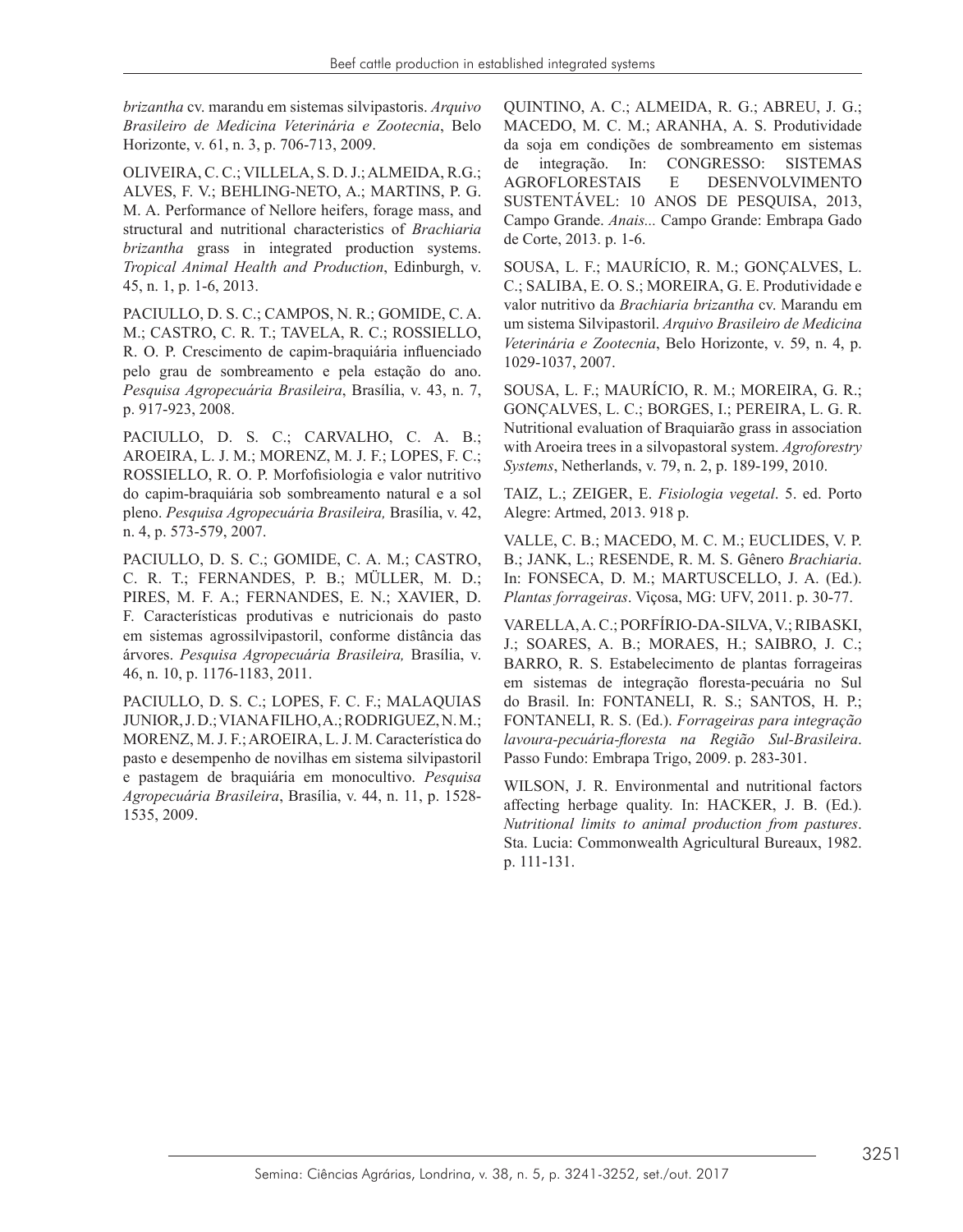*brizantha* cv. marandu em sistemas silvipastoris. *Arquivo Brasileiro de Medicina Veterinária e Zootecnia*, Belo Horizonte, v. 61, n. 3, p. 706-713, 2009.

OLIVEIRA, C. C.; VILLELA, S. D. J.; ALMEIDA, R.G.; ALVES, F. V.; BEHLING-NETO, A.; MARTINS, P. G. M. A. Performance of Nellore heifers, forage mass, and structural and nutritional characteristics of *Brachiaria brizantha* grass in integrated production systems. *Tropical Animal Health and Production*, Edinburgh, v. 45, n. 1, p. 1-6, 2013.

PACIULLO, D. S. C.; CAMPOS, N. R.; GOMIDE, C. A. M.; CASTRO, C. R. T.; TAVELA, R. C.; ROSSIELLO, R. O. P. Crescimento de capim-braquiária influenciado pelo grau de sombreamento e pela estação do ano. *Pesquisa Agropecuária Brasileira*, Brasília, v. 43, n. 7, p. 917-923, 2008.

PACIULLO, D. S. C.; CARVALHO, C. A. B.; AROEIRA, L. J. M.; MORENZ, M. J. F.; LOPES, F. C.; ROSSIELLO, R. O. P. Morfofisiologia e valor nutritivo do capim-braquiária sob sombreamento natural e a sol pleno. *Pesquisa Agropecuária Brasileira,* Brasília, v. 42, n. 4, p. 573-579, 2007.

PACIULLO, D. S. C.; GOMIDE, C. A. M.; CASTRO, C. R. T.; FERNANDES, P. B.; MÜLLER, M. D.; PIRES, M. F. A.; FERNANDES, E. N.; XAVIER, D. F. Características produtivas e nutricionais do pasto em sistemas agrossilvipastoril, conforme distância das árvores. *Pesquisa Agropecuária Brasileira,* Brasília, v. 46, n. 10, p. 1176-1183, 2011.

PACIULLO, D. S. C.; LOPES, F. C. F.; MALAQUIAS JUNIOR, J. D.; VIANA FILHO, A.; RODRIGUEZ, N. M.; MORENZ, M. J. F.; AROEIRA, L. J. M. Característica do pasto e desempenho de novilhas em sistema silvipastoril e pastagem de braquiária em monocultivo. *Pesquisa Agropecuária Brasileira*, Brasília, v. 44, n. 11, p. 1528-1535, 2009.

QUINTINO, A. C.; ALMEIDA, R. G.; ABREU, J. G.; MACEDO, M. C. M.; ARANHA, A. S. Produtividade da soja em condições de sombreamento em sistemas de integração. In: CONGRESSO: SISTEMAS AGROFLORESTAIS E DESENVOLVIMENTO SUSTENTÁVEL: 10 ANOS DE PESQUISA, 2013, Campo Grande. *Anais...* Campo Grande: Embrapa Gado de Corte, 2013. p. 1-6.

SOUSA, L. F.; MAURÍCIO, R. M.; GONÇALVES, L. C.; SALIBA, E. O. S.; MOREIRA, G. E. Produtividade e valor nutritivo da *Brachiaria brizantha* cv. Marandu em um sistema Silvipastoril. *Arquivo Brasileiro de Medicina Veterinária e Zootecnia*, Belo Horizonte, v. 59, n. 4, p. 1029-1037, 2007.

SOUSA, L. F.; MAURÍCIO, R. M.; MOREIRA, G. R.; GONÇALVES, L. C.; BORGES, I.; PEREIRA, L. G. R. Nutritional evaluation of Braquiarão grass in association with Aroeira trees in a silvopastoral system. *Agroforestry Systems*, Netherlands, v. 79, n. 2, p. 189-199, 2010.

TAIZ, L.; ZEIGER, E. *Fisiologia vegetal*. 5. ed. Porto Alegre: Artmed, 2013. 918 p.

VALLE, C. B.; MACEDO, M. C. M.; EUCLIDES, V. P. B.; JANK, L.; RESENDE, R. M. S. Gênero *Brachiaria*. In: FONSECA, D. M.; MARTUSCELLO, J. A. (Ed.). *Plantas forrageiras*. Viçosa, MG: UFV, 2011. p. 30-77.

VARELLA, A. C.; PORFÍRIO-DA-SILVA, V.; RIBASKI, J.; SOARES, A. B.; MORAES, H.; SAIBRO, J. C.; BARRO, R. S. Estabelecimento de plantas forrageiras em sistemas de integração floresta-pecuária no Sul do Brasil. In: FONTANELI, R. S.; SANTOS, H. P.; FONTANELI, R. S. (Ed.). *Forrageiras para integração lavoura-pecuária-floresta na Região Sul-Brasileira*. Passo Fundo: Embrapa Trigo, 2009. p. 283-301.

WILSON, J. R. Environmental and nutritional factors affecting herbage quality. In: HACKER, J. B. (Ed.). *Nutritional limits to animal production from pastures*. Sta. Lucia: Commonwealth Agricultural Bureaux, 1982. p. 111-131.